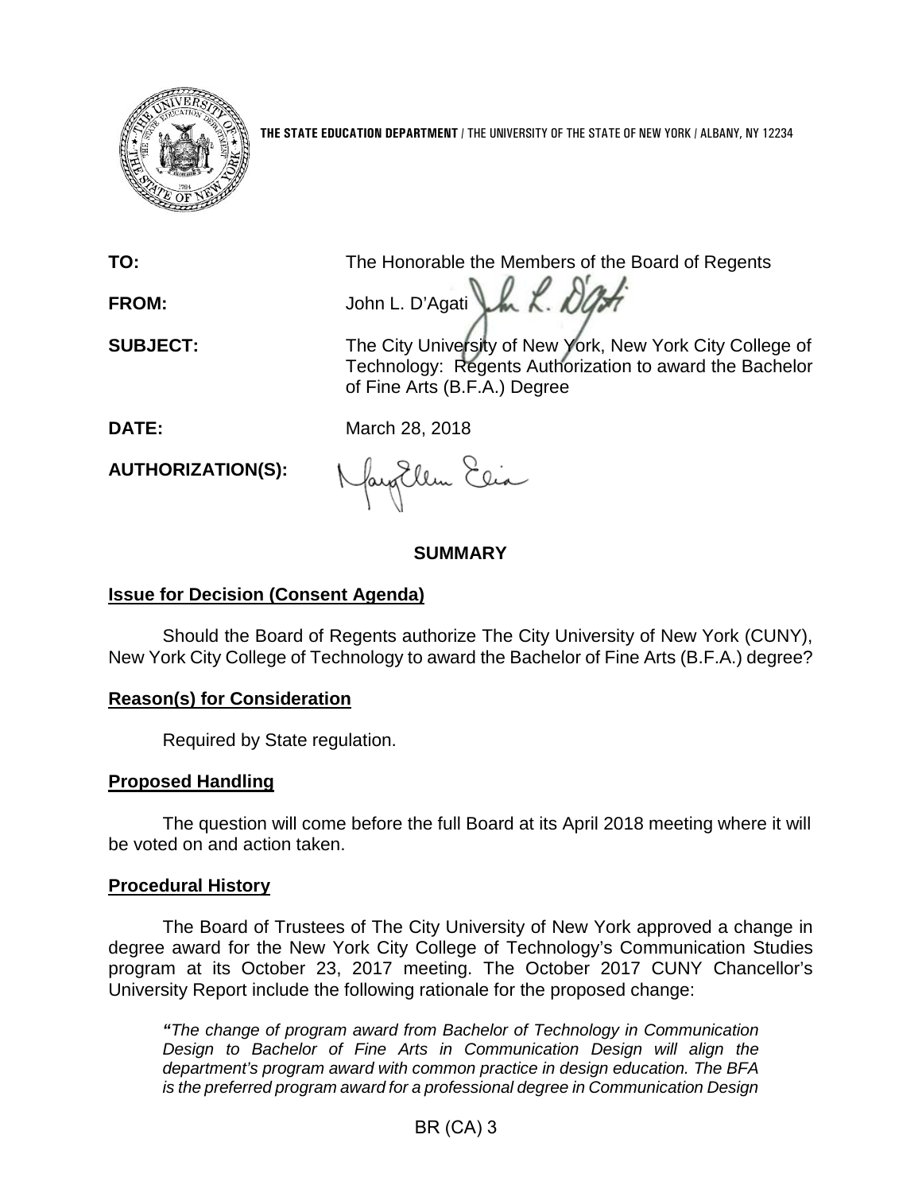**THE STATE EDUCATION DEPARTMENT** / THE UNIVERSITY OF THE STATE OF NEW YORK / ALBANY, NY 12234

**TO:** The Honorable the Members of the Board of Regents

**FROM:** John L. D'Agati

**SUBJECT:** The City University of New York, New York City College of Technology: Regents Authorization to award the Bachelor of Fine Arts (B.F.A.) Degree

**DATE:** March 28, 2018

**AUTHORIZATION(S):**

## SUMMARY

### Issue for Decision (Consent Agenda)

Should the Board of Regents authorize The City University of New York (CUNY), New York City College of Technology to award the Bachelor of Fine Arts (B.F.A.) degree?

### Reason(s) for Consideration

Required by State regulation.

### Proposed Handling

The question will come before the full Board at its April 2018 meeting where it will be voted on and action taken.

### Procedural History

The Board of Trustees of The City University of New York approved a change in degree award for the New York City College of Technology's Communication Studies program at its October 23, 2017 meeting. The October 2017 CUNY Chancellor's University Report include the following rationale for the proposed change:

*"The change of program award from Bachelor of Technology in Communication Design to Bachelor of Fine Arts in Communication Design will align the department's program award with common practice in design education. The BFA is the preferred program award for a professional degree in Communication Design*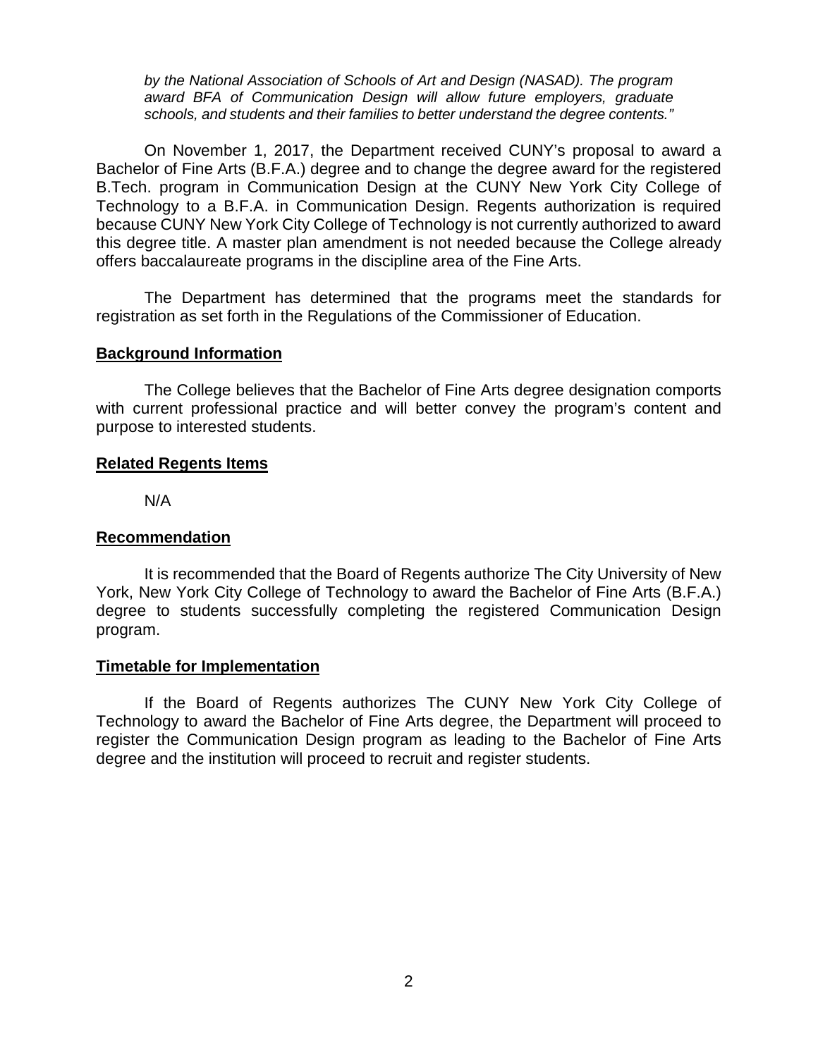*by the National Association of Schools of Art and Design (NASAD). The program award BFA of Communication Design will allow future employers, graduate schools, and students and their families to better understand the degree contents."*

On November 1, 2017, the Department received CUNY's proposal to award a Bachelor of Fine Arts (B.F.A.) degree and to change the degree award for the registered B.Tech. program in Communication Design at the CUNY New York City College of Technology to a B.F.A. in Communication Design. Regents authorization is required because CUNY New York City College of Technology is not currently authorized to award this degree title. A master plan amendment is not needed because the College already offers baccalaureate programs in the discipline area of the Fine Arts.

The Department has determined that the programs meet the standards for registration as set forth in the Regulations of the Commissioner of Education.

## Background Information

The College believes that the Bachelor of Fine Arts degree designation comports with current professional practice and will better convey the program's content and purpose to interested students.

## Related Regents Items

N/A

## Recommendation

It is recommended that the Board of Regents authorize The City University of New York, New York City College of Technology to award the Bachelor of Fine Arts (B.F.A.) degree to students successfully completing the registered Communication Design program.

## Timetable for Implementation

If the Board of Regents authorizes The CUNY New York City College of Technology to award the Bachelor of Fine Arts degree, the Department will proceed to register the Communication Design program as leading to the Bachelor of Fine Arts degree and the institution will proceed to recruit and register students.